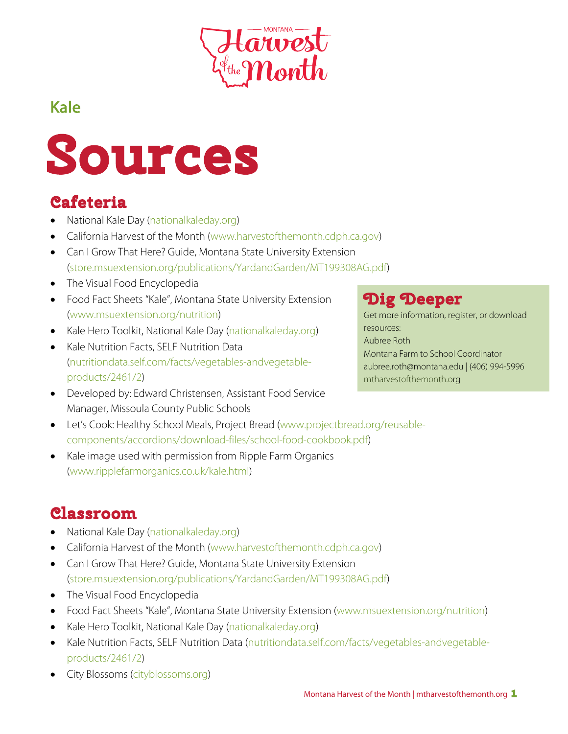Montana Harvest of the Month

## Kale

# Sources

## Cafeteria

- National Kale Day (nationalkaleday.org)
- California Harvest of the Month (www.harvestofthemonth.cdph.ca.gov)
- Can I Grow That Here? Guide, Montana State University Extension (store.msuextension.org/publications/YardandGarden/MT199308AG.pdf)
- The Visual Food Encyclopedia
- Food Fact Sheets "Kale", Montana State University Extension (www.msuextension.org/nutrition)
- Kale Hero Toolkit, National Kale Day (nationalkaleday.org)
- Kale Nutrition Facts, SELF Nutrition Data (nutritiondata.self.com/facts/vegetables-andvegetable-products/2461/2)
- Developed by: Edward Christensen, Assistant Food Service Manager, Missoula County Public Schools
- Let's Cook: Healthy School Meals, Project Bread (www.projectbread.org/reusable-components/accordions/download-files/school-food-cookbook.pdf)
- Kale image used with permission from Ripple Farm Organics (www.ripplefarmorganics.co.uk/kale.html)

### Dig Deeper

Get more information, register, or download resources:
Aubree Roth
Montana Farm to School Coordinator
aubree.roth@montana.edu | (406) 994-5996
mtharvestofthemonth.org

## Classroom

- National Kale Day (nationalkaleday.org)
- California Harvest of the Month (www.harvestofthemonth.cdph.ca.gov)
- Can I Grow That Here? Guide, Montana State University Extension (store.msuextension.org/publications/YardandGarden/MT199308AG.pdf)
- The Visual Food Encyclopedia
- Food Fact Sheets "Kale", Montana State University Extension (www.msuextension.org/nutrition)
- Kale Hero Toolkit, National Kale Day (nationalkaleday.org)
- Kale Nutrition Facts, SELF Nutrition Data (nutritiondata.self.com/facts/vegetables-andvegetable-products/2461/2)
- City Blossoms (cityblossoms.org)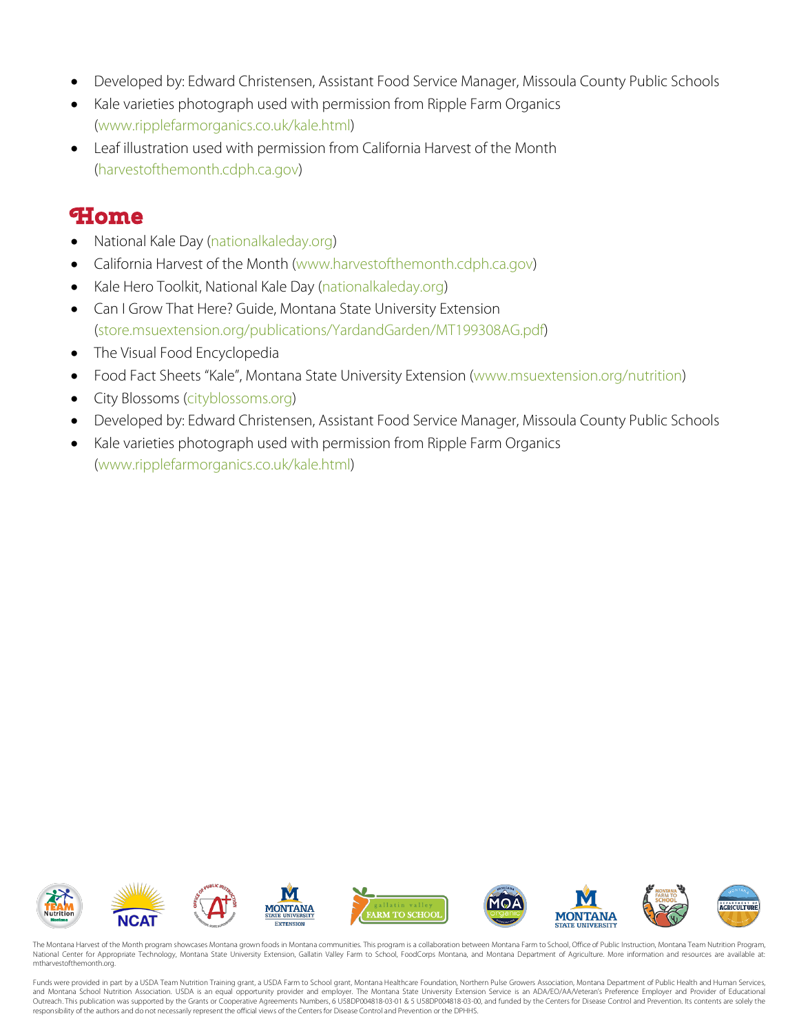- Developed by: Edward Christensen, Assistant Food Service Manager, Missoula County Public Schools
- Kale varieties photograph used with permission from Ripple Farm Organics (www.ripplefarmorganics.co.uk/kale.html)
- Leaf illustration used with permission from California Harvest of the Month (harvestofthemonth.cdph.ca.gov)

## Home

- National Kale Day (nationalkaleday.org)
- California Harvest of the Month (www.harvestofthemonth.cdph.ca.gov)
- Kale Hero Toolkit, National Kale Day (nationalkaleday.org)
- Can I Grow That Here? Guide, Montana State University Extension (store.msuextension.org/publications/YardandGarden/MT199308AG.pdf)
- The Visual Food Encyclopedia
- Food Fact Sheets "Kale", Montana State University Extension (www.msuextension.org/nutrition)
- City Blossoms (cityblossoms.org)
- Developed by: Edward Christensen, Assistant Food Service Manager, Missoula County Public Schools
- Kale varieties photograph used with permission from Ripple Farm Organics (www.ripplefarmorganics.co.uk/kale.html)

The Montana Harvest of the Month program showcases Montana grown foods in Montana communities. This program is a collaboration between Montana Farm to School, Office of Public Instruction, Montana Team Nutrition Program, National Center for Appropriate Technology, Montana State University Extension, Gallatin Valley Farm to School, FoodCorps Montana, and Montana Department of Agriculture. More information and resources are available at: mtharvestofthemonth.org.

Funds were provided in part by a USDA Team Nutrition Training grant, a USDA Farm to School grant, Montana Healthcare Foundation, Northern Pulse Growers Association, Montana Department of Public Health and Human Services, and Montana School Nutrition Association. USDA is an equal opportunity provider and employer. The Montana State University Extension Service is an ADA/EO/AA/Veteran's Preference Employer and Provider of Educational Outreach. This publication was supported by the Grants or Cooperative Agreements Numbers, 6 U58DP004818-03-01 & 5 U58DP004818-03-00, and funded by the Centers for Disease Control and Prevention. Its contents are solely the responsibility of the authors and do not necessarily represent the official views of the Centers for Disease Control and Prevention or the DPHHS.